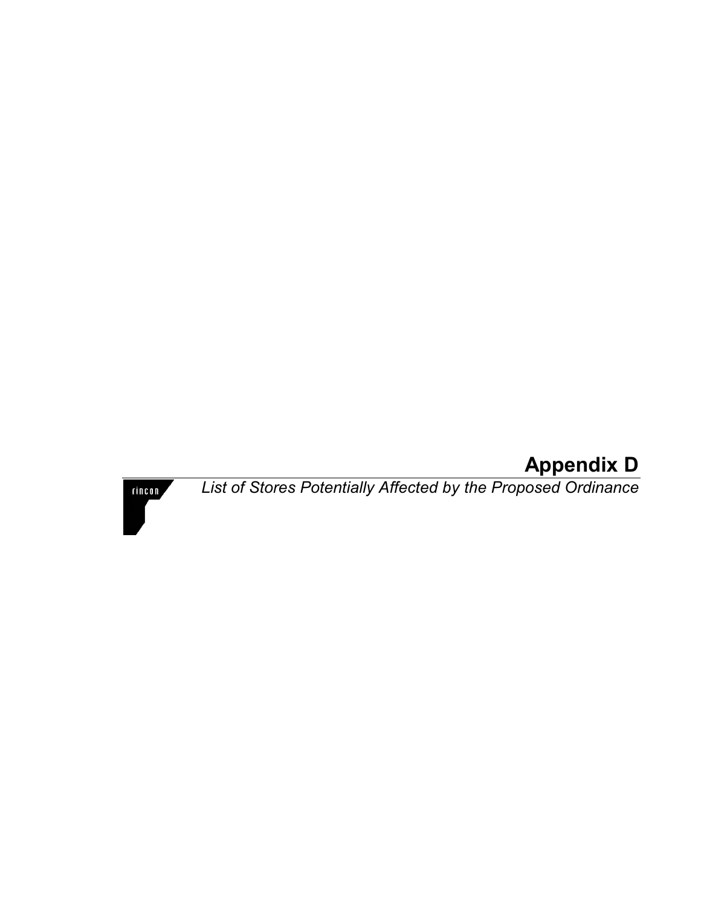# Appendix D

*List of Stores Potentially Affected by the Proposed Ordinance*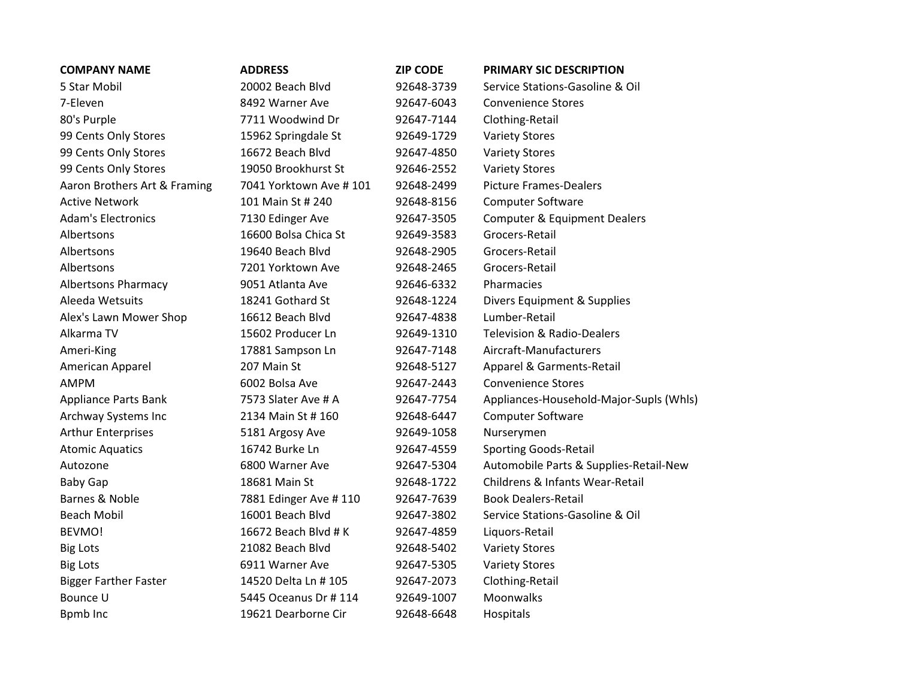| COMPANY NAME | ADDRESS | ZIP CODE | PRIMARY SIC DESCRIPTION |
|---|---|---|---|
| 5 Star Mobil | 20002 Beach Blvd | 92648-3739 | Service Stations-Gasoline & Oil |
| 7-Eleven | 8492 Warner Ave | 92647-6043 | Convenience Stores |
| 80's Purple | 7711 Woodwind Dr | 92647-7144 | Clothing-Retail |
| 99 Cents Only Stores | 15962 Springdale St | 92649-1729 | Variety Stores |
| 99 Cents Only Stores | 16672 Beach Blvd | 92647-4850 | Variety Stores |
| 99 Cents Only Stores | 19050 Brookhurst St | 92646-2552 | Variety Stores |
| Aaron Brothers Art & Framing | 7041 Yorktown Ave # 101 | 92648-2499 | Picture Frames-Dealers |
| Active Network | 101 Main St # 240 | 92648-8156 | Computer Software |
| Adam's Electronics | 7130 Edinger Ave | 92647-3505 | Computer & Equipment Dealers |
| Albertsons | 16600 Bolsa Chica St | 92649-3583 | Grocers-Retail |
| Albertsons | 19640 Beach Blvd | 92648-2905 | Grocers-Retail |
| Albertsons | 7201 Yorktown Ave | 92648-2465 | Grocers-Retail |
| Albertsons Pharmacy | 9051 Atlanta Ave | 92646-6332 | Pharmacies |
| Aleeda Wetsuits | 18241 Gothard St | 92648-1224 | Divers Equipment & Supplies |
| Alex's Lawn Mower Shop | 16612 Beach Blvd | 92647-4838 | Lumber-Retail |
| Alkarma TV | 15602 Producer Ln | 92649-1310 | Television & Radio-Dealers |
| Ameri-King | 17881 Sampson Ln | 92647-7148 | Aircraft-Manufacturers |
| American Apparel | 207 Main St | 92648-5127 | Apparel & Garments-Retail |
| AMPM | 6002 Bolsa Ave | 92647-2443 | Convenience Stores |
| Appliance Parts Bank | 7573 Slater Ave # A | 92647-7754 | Appliances-Household-Major-Supls (Whls) |
| Archway Systems Inc | 2134 Main St # 160 | 92648-6447 | Computer Software |
| Arthur Enterprises | 5181 Argosy Ave | 92649-1058 | Nurserymen |
| Atomic Aquatics | 16742 Burke Ln | 92647-4559 | Sporting Goods-Retail |
| Autozone | 6800 Warner Ave | 92647-5304 | Automobile Parts & Supplies-Retail-New |
| Baby Gap | 18681 Main St | 92648-1722 | Childrens & Infants Wear-Retail |
| Barnes & Noble | 7881 Edinger Ave # 110 | 92647-7639 | Book Dealers-Retail |
| Beach Mobil | 16001 Beach Blvd | 92647-3802 | Service Stations-Gasoline & Oil |
| BEVMO! | 16672 Beach Blvd # K | 92647-4859 | Liquors-Retail |
| Big Lots | 21082 Beach Blvd | 92648-5402 | Variety Stores |
| Big Lots | 6911 Warner Ave | 92647-5305 | Variety Stores |
| Bigger Farther Faster | 14520 Delta Ln # 105 | 92647-2073 | Clothing-Retail |
| Bounce U | 5445 Oceanus Dr # 114 | 92649-1007 | Moonwalks |
| Bpmb Inc | 19621 Dearborne Cir | 92648-6648 | Hospitals |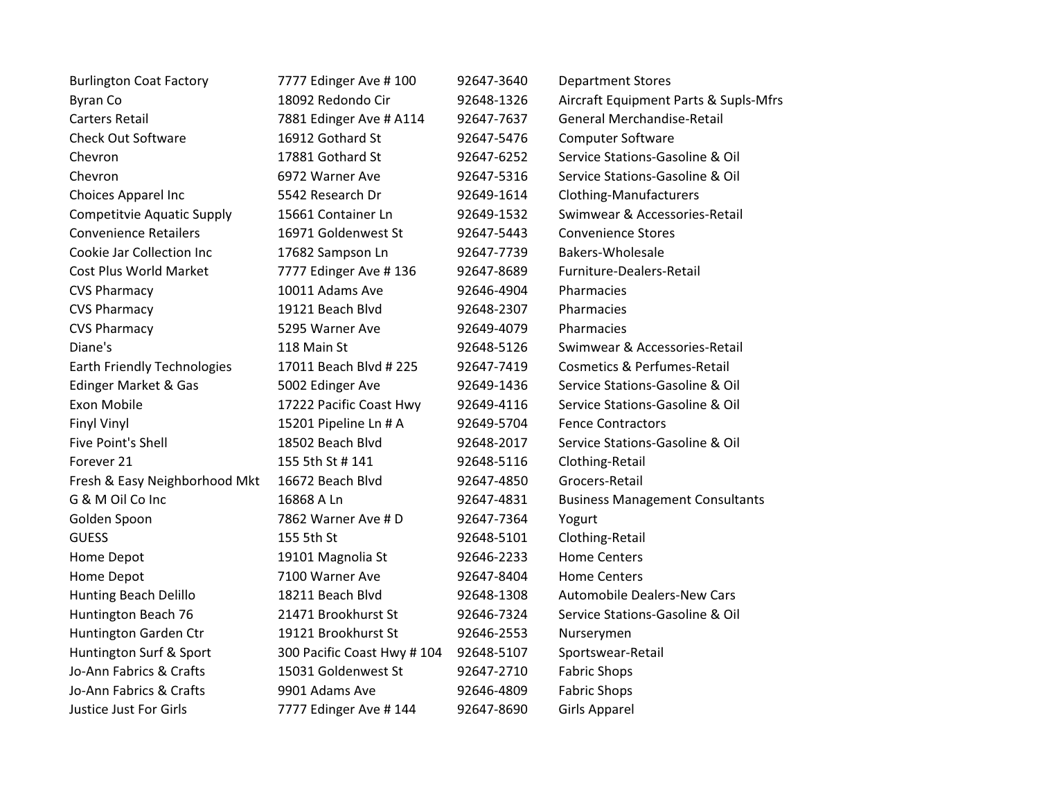| | | | |
|---|---|---|---|
| Burlington Coat Factory | 7777 Edinger Ave # 100 | 92647-3640 | Department Stores |
| Byran Co | 18092 Redondo Cir | 92648-1326 | Aircraft Equipment Parts & Supls-Mfrs |
| Carters Retail | 7881 Edinger Ave # A114 | 92647-7637 | General Merchandise-Retail |
| Check Out Software | 16912 Gothard St | 92647-5476 | Computer Software |
| Chevron | 17881 Gothard St | 92647-6252 | Service Stations-Gasoline & Oil |
| Chevron | 6972 Warner Ave | 92647-5316 | Service Stations-Gasoline & Oil |
| Choices Apparel Inc | 5542 Research Dr | 92649-1614 | Clothing-Manufacturers |
| Competitvie Aquatic Supply | 15661 Container Ln | 92649-1532 | Swimwear & Accessories-Retail |
| Convenience Retailers | 16971 Goldenwest St | 92647-5443 | Convenience Stores |
| Cookie Jar Collection Inc | 17682 Sampson Ln | 92647-7739 | Bakers-Wholesale |
| Cost Plus World Market | 7777 Edinger Ave # 136 | 92647-8689 | Furniture-Dealers-Retail |
| CVS Pharmacy | 10011 Adams Ave | 92646-4904 | Pharmacies |
| CVS Pharmacy | 19121 Beach Blvd | 92648-2307 | Pharmacies |
| CVS Pharmacy | 5295 Warner Ave | 92649-4079 | Pharmacies |
| Diane's | 118 Main St | 92648-5126 | Swimwear & Accessories-Retail |
| Earth Friendly Technologies | 17011 Beach Blvd # 225 | 92647-7419 | Cosmetics & Perfumes-Retail |
| Edinger Market & Gas | 5002 Edinger Ave | 92649-1436 | Service Stations-Gasoline & Oil |
| Exon Mobile | 17222 Pacific Coast Hwy | 92649-4116 | Service Stations-Gasoline & Oil |
| Finyl Vinyl | 15201 Pipeline Ln # A | 92649-5704 | Fence Contractors |
| Five Point's Shell | 18502 Beach Blvd | 92648-2017 | Service Stations-Gasoline & Oil |
| Forever 21 | 155 5th St # 141 | 92648-5116 | Clothing-Retail |
| Fresh & Easy Neighborhood Mkt | 16672 Beach Blvd | 92647-4850 | Grocers-Retail |
| G & M Oil Co Inc | 16868 A Ln | 92647-4831 | Business Management Consultants |
| Golden Spoon | 7862 Warner Ave # D | 92647-7364 | Yogurt |
| GUESS | 155 5th St | 92648-5101 | Clothing-Retail |
| Home Depot | 19101 Magnolia St | 92646-2233 | Home Centers |
| Home Depot | 7100 Warner Ave | 92647-8404 | Home Centers |
| Hunting Beach Delillo | 18211 Beach Blvd | 92648-1308 | Automobile Dealers-New Cars |
| Huntington Beach 76 | 21471 Brookhurst St | 92646-7324 | Service Stations-Gasoline & Oil |
| Huntington Garden Ctr | 19121 Brookhurst St | 92646-2553 | Nurserymen |
| Huntington Surf & Sport | 300 Pacific Coast Hwy # 104 | 92648-5107 | Sportswear-Retail |
| Jo-Ann Fabrics & Crafts | 15031 Goldenwest St | 92647-2710 | Fabric Shops |
| Jo-Ann Fabrics & Crafts | 9901 Adams Ave | 92646-4809 | Fabric Shops |
| Justice Just For Girls | 7777 Edinger Ave # 144 | 92647-8690 | Girls Apparel |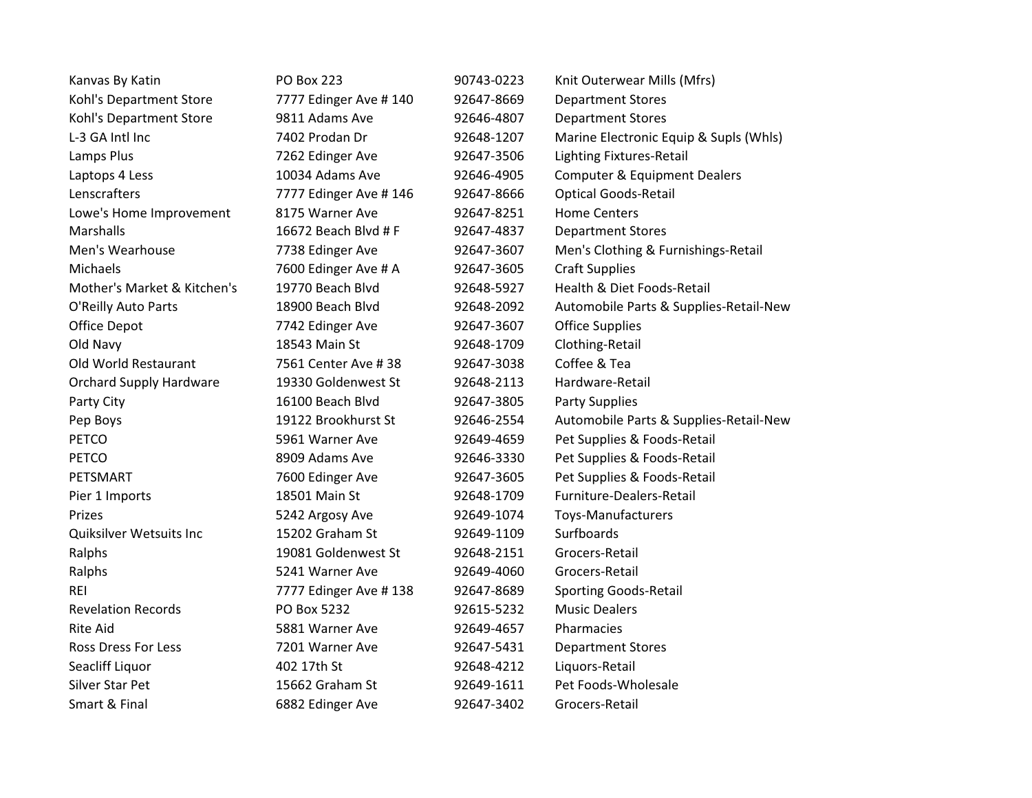| | | | |
|---|---|---|---|
| Kanvas By Katin | PO Box 223 | 90743-0223 | Knit Outerwear Mills (Mfrs) |
| Kohl's Department Store | 7777 Edinger Ave # 140 | 92647-8669 | Department Stores |
| Kohl's Department Store | 9811 Adams Ave | 92646-4807 | Department Stores |
| L-3 GA Intl Inc | 7402 Prodan Dr | 92648-1207 | Marine Electronic Equip & Supls (Whls) |
| Lamps Plus | 7262 Edinger Ave | 92647-3506 | Lighting Fixtures-Retail |
| Laptops 4 Less | 10034 Adams Ave | 92646-4905 | Computer & Equipment Dealers |
| Lenscrafters | 7777 Edinger Ave # 146 | 92647-8666 | Optical Goods-Retail |
| Lowe's Home Improvement | 8175 Warner Ave | 92647-8251 | Home Centers |
| Marshalls | 16672 Beach Blvd # F | 92647-4837 | Department Stores |
| Men's Wearhouse | 7738 Edinger Ave | 92647-3607 | Men's Clothing & Furnishings-Retail |
| Michaels | 7600 Edinger Ave # A | 92647-3605 | Craft Supplies |
| Mother's Market & Kitchen's | 19770 Beach Blvd | 92648-5927 | Health & Diet Foods-Retail |
| O'Reilly Auto Parts | 18900 Beach Blvd | 92648-2092 | Automobile Parts & Supplies-Retail-New |
| Office Depot | 7742 Edinger Ave | 92647-3607 | Office Supplies |
| Old Navy | 18543 Main St | 92648-1709 | Clothing-Retail |
| Old World Restaurant | 7561 Center Ave # 38 | 92647-3038 | Coffee & Tea |
| Orchard Supply Hardware | 19330 Goldenwest St | 92648-2113 | Hardware-Retail |
| Party City | 16100 Beach Blvd | 92647-3805 | Party Supplies |
| Pep Boys | 19122 Brookhurst St | 92646-2554 | Automobile Parts & Supplies-Retail-New |
| PETCO | 5961 Warner Ave | 92649-4659 | Pet Supplies & Foods-Retail |
| PETCO | 8909 Adams Ave | 92646-3330 | Pet Supplies & Foods-Retail |
| PETSMART | 7600 Edinger Ave | 92647-3605 | Pet Supplies & Foods-Retail |
| Pier 1 Imports | 18501 Main St | 92648-1709 | Furniture-Dealers-Retail |
| Prizes | 5242 Argosy Ave | 92649-1074 | Toys-Manufacturers |
| Quiksilver Wetsuits Inc | 15202 Graham St | 92649-1109 | Surfboards |
| Ralphs | 19081 Goldenwest St | 92648-2151 | Grocers-Retail |
| Ralphs | 5241 Warner Ave | 92649-4060 | Grocers-Retail |
| REI | 7777 Edinger Ave # 138 | 92647-8689 | Sporting Goods-Retail |
| Revelation Records | PO Box 5232 | 92615-5232 | Music Dealers |
| Rite Aid | 5881 Warner Ave | 92649-4657 | Pharmacies |
| Ross Dress For Less | 7201 Warner Ave | 92647-5431 | Department Stores |
| Seacliff Liquor | 402 17th St | 92648-4212 | Liquors-Retail |
| Silver Star Pet | 15662 Graham St | 92649-1611 | Pet Foods-Wholesale |
| Smart & Final | 6882 Edinger Ave | 92647-3402 | Grocers-Retail |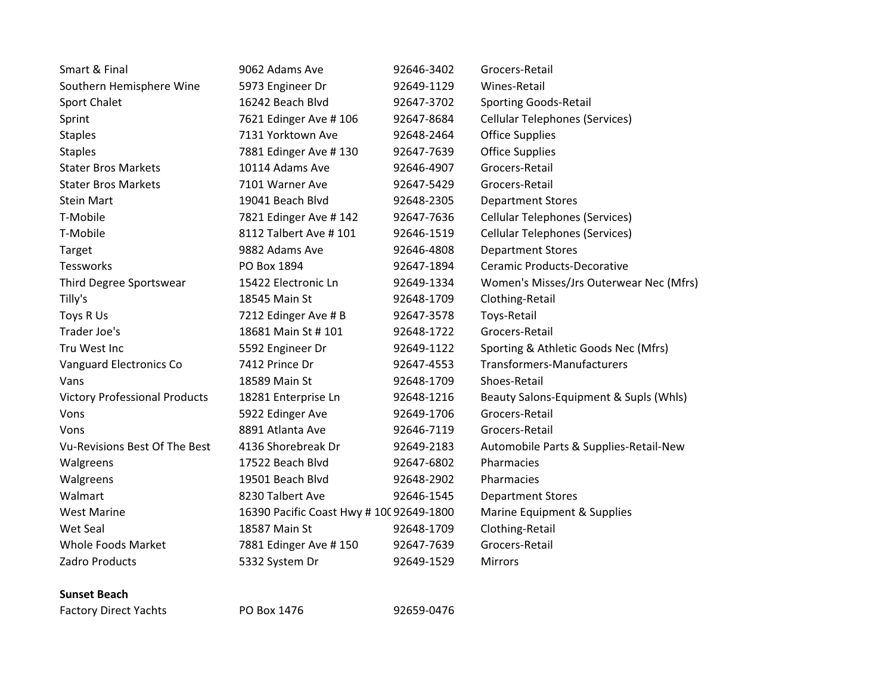| | | | |
|---|---|---|---|
| Smart & Final | 9062 Adams Ave | 92646-3402 | Grocers-Retail |
| Southern Hemisphere Wine | 5973 Engineer Dr | 92649-1129 | Wines-Retail |
| Sport Chalet | 16242 Beach Blvd | 92647-3702 | Sporting Goods-Retail |
| Sprint | 7621 Edinger Ave # 106 | 92647-8684 | Cellular Telephones (Services) |
| Staples | 7131 Yorktown Ave | 92648-2464 | Office Supplies |
| Staples | 7881 Edinger Ave # 130 | 92647-7639 | Office Supplies |
| Stater Bros Markets | 10114 Adams Ave | 92646-4907 | Grocers-Retail |
| Stater Bros Markets | 7101 Warner Ave | 92647-5429 | Grocers-Retail |
| Stein Mart | 19041 Beach Blvd | 92648-2305 | Department Stores |
| T-Mobile | 7821 Edinger Ave # 142 | 92647-7636 | Cellular Telephones (Services) |
| T-Mobile | 8112 Talbert Ave # 101 | 92646-1519 | Cellular Telephones (Services) |
| Target | 9882 Adams Ave | 92646-4808 | Department Stores |
| Tessworks | PO Box 1894 | 92647-1894 | Ceramic Products-Decorative |
| Third Degree Sportswear | 15422 Electronic Ln | 92649-1334 | Women's Misses/Jrs Outerwear Nec (Mfrs) |
| Tilly's | 18545 Main St | 92648-1709 | Clothing-Retail |
| Toys R Us | 7212 Edinger Ave # B | 92647-3578 | Toys-Retail |
| Trader Joe's | 18681 Main St # 101 | 92648-1722 | Grocers-Retail |
| Tru West Inc | 5592 Engineer Dr | 92649-1122 | Sporting & Athletic Goods Nec (Mfrs) |
| Vanguard Electronics Co | 7412 Prince Dr | 92647-4553 | Transformers-Manufacturers |
| Vans | 18589 Main St | 92648-1709 | Shoes-Retail |
| Victory Professional Products | 18281 Enterprise Ln | 92648-1216 | Beauty Salons-Equipment & Supls (Whls) |
| Vons | 5922 Edinger Ave | 92649-1706 | Grocers-Retail |
| Vons | 8891 Atlanta Ave | 92646-7119 | Grocers-Retail |
| Vu-Revisions Best Of The Best | 4136 Shorebreak Dr | 92649-2183 | Automobile Parts & Supplies-Retail-New |
| Walgreens | 17522 Beach Blvd | 92647-6802 | Pharmacies |
| Walgreens | 19501 Beach Blvd | 92648-2902 | Pharmacies |
| Walmart | 8230 Talbert Ave | 92646-1545 | Department Stores |
| West Marine | 16390 Pacific Coast Hwy # 10( | 92649-1800 | Marine Equipment & Supplies |
| Wet Seal | 18587 Main St | 92648-1709 | Clothing-Retail |
| Whole Foods Market | 7881 Edinger Ave # 150 | 92647-7639 | Grocers-Retail |
| Zadro Products | 5332 System Dr | 92649-1529 | Mirrors |

**Sunset Beach**

| | | | |
|---|---|---|---|
| Factory Direct Yachts | PO Box 1476 | 92659-0476 | |